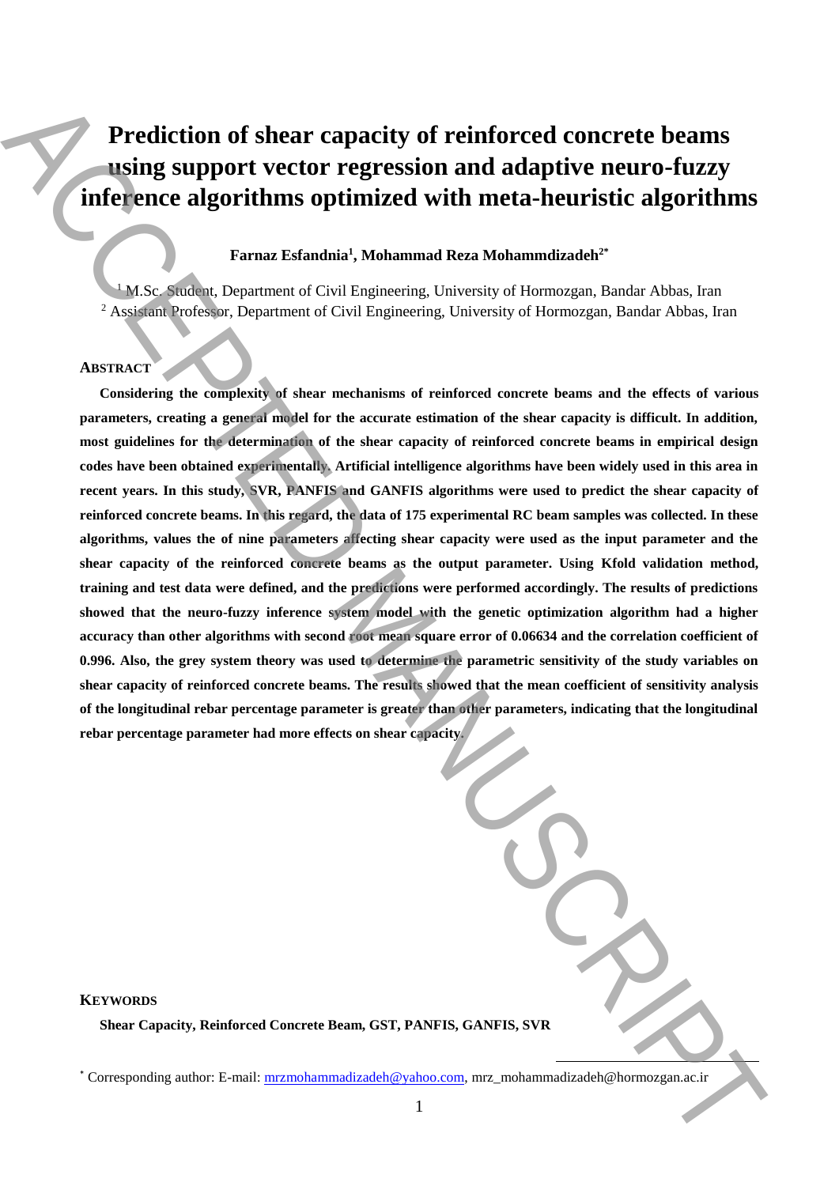# Prediction of shear capacity of reinforced concrete beams using support vector regression and adaptive neuro-fuzzy inference algorithms optimized with meta-heuristic algorithms

**Farnaz Esfandnia[1], Mohammad Reza Mohammdizadeh[2*]**

[1] M.Sc. Student, Department of Civil Engineering, University of Hormozgan, Bandar Abbas, Iran
[2] Assistant Professor, Department of Civil Engineering, University of Hormozgan, Bandar Abbas, Iran

## ABSTRACT

**Considering the complexity of shear mechanisms of reinforced concrete beams and the effects of various parameters, creating a general model for the accurate estimation of the shear capacity is difficult. In addition, most guidelines for the determination of the shear capacity of reinforced concrete beams in empirical design codes have been obtained experimentally. Artificial intelligence algorithms have been widely used in this area in recent years. In this study, SVR, PANFIS and GANFIS algorithms were used to predict the shear capacity of reinforced concrete beams. In this regard, the data of 175 experimental RC beam samples was collected. In these algorithms, values the of nine parameters affecting shear capacity were used as the input parameter and the shear capacity of the reinforced concrete beams as the output parameter. Using Kfold validation method, training and test data were defined, and the predictions were performed accordingly. The results of predictions showed that the neuro-fuzzy inference system model with the genetic optimization algorithm had a higher accuracy than other algorithms with second root mean square error of 0.06634 and the correlation coefficient of 0.996. Also, the grey system theory was used to determine the parametric sensitivity of the study variables on shear capacity of reinforced concrete beams. The results showed that the mean coefficient of sensitivity analysis of the longitudinal rebar percentage parameter is greater than other parameters, indicating that the longitudinal rebar percentage parameter had more effects on shear capacity.**

## KEYWORDS

**Shear Capacity, Reinforced Concrete Beam, GST, PANFIS, GANFIS, SVR**

[*] Corresponding author: E-mail: mrzmohammadizadeh@yahoo.com, mrz_mohammadizadeh@hormozgan.ac.ir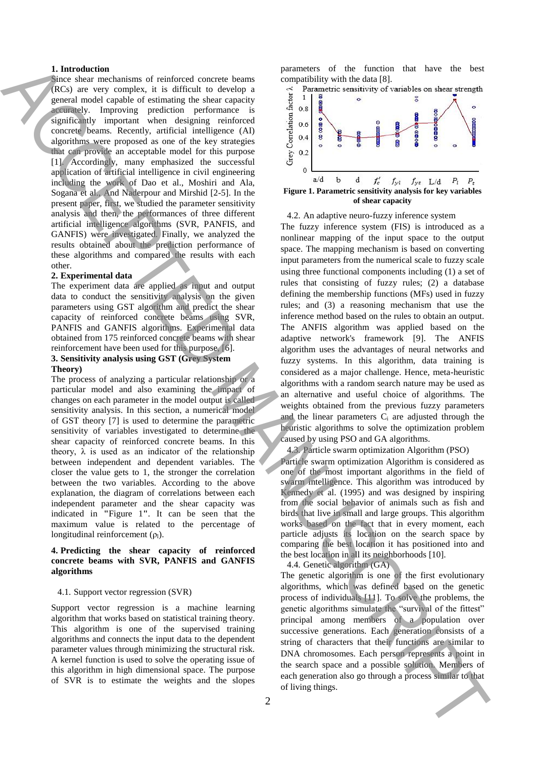## 1. Introduction

Since shear mechanisms of reinforced concrete beams (RCs) are very complex, it is difficult to develop a general model capable of estimating the shear capacity accurately. Improving prediction performance is significantly important when designing reinforced concrete beams. Recently, artificial intelligence (AI) algorithms were proposed as one of the key strategies that can provide an acceptable model for this purpose [1]. Accordingly, many emphasized the successful application of artificial intelligence in civil engineering including the work of Dao et al., Moshiri and Ala, Sogana et al., And Naderpour and Mirshid [2-5]. In the present paper, first, we studied the parameter sensitivity analysis and then, the performances of three different artificial intelligence algorithms (SVR, PANFIS, and GANFIS) were investigated. Finally, we analyzed the results obtained about the prediction performance of these algorithms and compared the results with each other.

## 2. Experimental data

The experiment data are applied as input and output data to conduct the sensitivity analysis on the given parameters using GST algorithm and predict the shear capacity of reinforced concrete beams using SVR, PANFIS and GANFIS algorithms. Experimental data obtained from 175 reinforced concrete beams with shear reinforcement have been used for this purpose. [6].

## 3. Sensitivity analysis using GST (Grey System Theory)

The process of analyzing a particular relationship or a particular model and also examining the impact of changes on each parameter in the model output is called sensitivity analysis. In this section, a numerical model of GST theory [7] is used to determine the parametric sensitivity of variables investigated to determine the shear capacity of reinforced concrete beams. In this theory, λ is used as an indicator of the relationship between independent and dependent variables. The closer the value gets to 1, the stronger the correlation between the two variables. According to the above explanation, the diagram of correlations between each independent parameter and the shear capacity was indicated in "Figure 1". It can be seen that the maximum value is related to the percentage of longitudinal reinforcement ($\rho_l$).

## 4. Predicting the shear capacity of reinforced concrete beams with SVR, PANFIS and GANFIS algorithms

### 4.1. Support vector regression (SVR)

Support vector regression is a machine learning algorithm that works based on statistical training theory. This algorithm is one of the supervised training algorithms and connects the input data to the dependent parameter values through minimizing the structural risk. A kernel function is used to solve the operating issue of this algorithm in high dimensional space. The purpose of SVR is to estimate the weights and the slopes parameters of the function that have the best compatibility with the data [8].

**Figure 1. Parametric sensitivity analysis for key variables of shear capacity**

### 4.2. An adaptive neuro-fuzzy inference system

The fuzzy inference system (FIS) is introduced as a nonlinear mapping of the input space to the output space. The mapping mechanism is based on converting input parameters from the numerical scale to fuzzy scale using three functional components including (1) a set of rules that consisting of fuzzy rules; (2) a database defining the membership functions (MFs) used in fuzzy rules; and (3) a reasoning mechanism that use the inference method based on the rules to obtain an output. The ANFIS algorithm was applied based on the adaptive network's framework [9]. The ANFIS algorithm uses the advantages of neural networks and fuzzy systems. In this algorithm, data training is considered as a major challenge. Hence, meta-heuristic algorithms with a random search nature may be used as an alternative and useful choice of algorithms. The weights obtained from the previous fuzzy parameters and the linear parameters $C_i$ are adjusted through the heuristic algorithms to solve the optimization problem caused by using PSO and GA algorithms.

### 4.3. Particle swarm optimization Algorithm (PSO)

Particle swarm optimization Algorithm is considered as one of the most important algorithms in the field of swarm intelligence. This algorithm was introduced by Kennedy et al. (1995) and was designed by inspiring from the social behavior of animals such as fish and birds that live in small and large groups. This algorithm works based on the fact that in every moment, each particle adjusts its location on the search space by comparing the best location it has positioned into and the best location in all its neighborhoods [10].

### 4.4. Genetic algorithm (GA)

The genetic algorithm is one of the first evolutionary algorithms, which was defined based on the genetic process of individuals [11]. To solve the problems, the genetic algorithms simulate the "survival of the fittest" principal among members of a population over successive generations. Each generation consists of a string of characters that their functions are similar to DNA chromosomes. Each person represents a point in the search space and a possible solution. Members of each generation also go through a process similar to that of living things.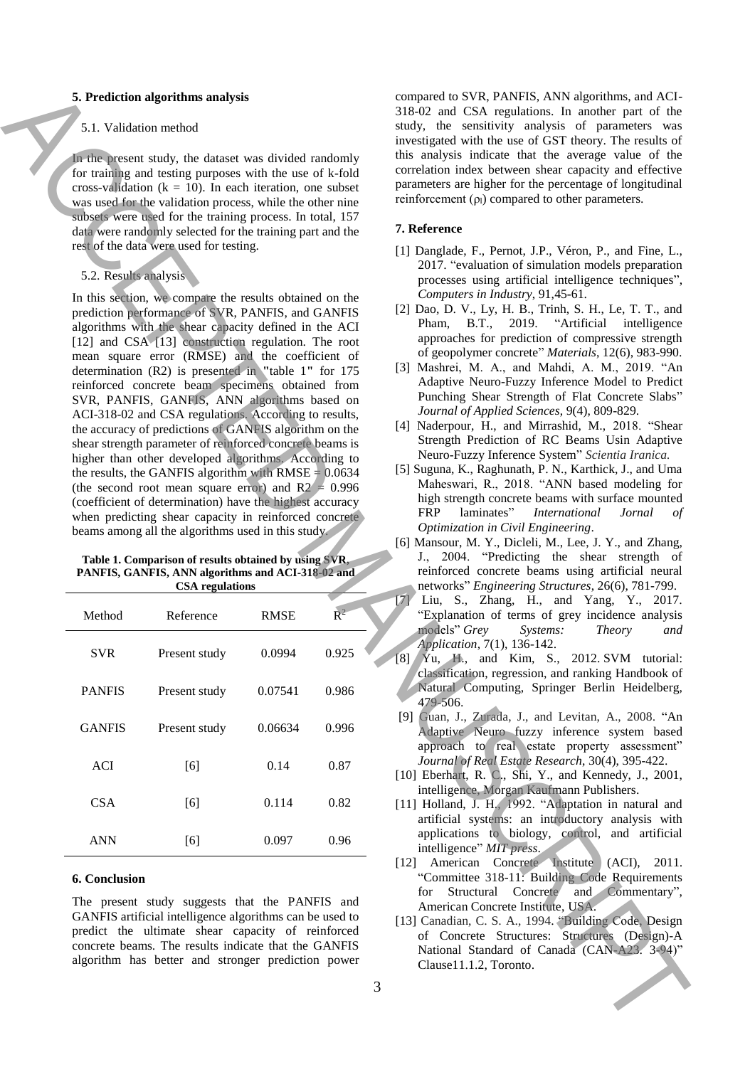### 5. Prediction algorithms analysis

#### 5.1. Validation method

In the present study, the dataset was divided randomly for training and testing purposes with the use of k-fold cross-validation (k = 10). In each iteration, one subset was used for the validation process, while the other nine subsets were used for the training process. In total, 157 data were randomly selected for the training part and the rest of the data were used for testing.

#### 5.2. Results analysis

In this section, we compare the results obtained on the prediction performance of SVR, PANFIS, and GANFIS algorithms with the shear capacity defined in the ACI [12] and CSA [13] construction regulation. The root mean square error (RMSE) and the coefficient of determination (R2) is presented in "table 1" for 175 reinforced concrete beam specimens obtained from SVR, PANFIS, GANFIS, ANN algorithms based on ACI-318-02 and CSA regulations. According to results, the accuracy of predictions of GANFIS algorithm on the shear strength parameter of reinforced concrete beams is higher than other developed algorithms. According to the results, the GANFIS algorithm with RMSE = 0.0634 (the second root mean square error) and R2 = 0.996 (coefficient of determination) have the highest accuracy when predicting shear capacity in reinforced concrete beams among all the algorithms used in this study.

**Table 1. Comparison of results obtained by using SVR, PANFIS, GANFIS, ANN algorithms and ACI-318-02 and CSA regulations**

| Method | Reference | RMSE | $R^2$ |
|---|---|---|---|
| SVR | Present study | 0.0994 | 0.925 |
| PANFIS | Present study | 0.07541 | 0.986 |
| GANFIS | Present study | 0.06634 | 0.996 |
| ACI | [6] | 0.14 | 0.87 |
| CSA | [6] | 0.114 | 0.82 |
| ANN | [6] | 0.097 | 0.96 |

### 6. Conclusion

The present study suggests that the PANFIS and GANFIS artificial intelligence algorithms can be used to predict the ultimate shear capacity of reinforced concrete beams. The results indicate that the GANFIS algorithm has better and stronger prediction power compared to SVR, PANFIS, ANN algorithms, and ACI-318-02 and CSA regulations. In another part of the study, the sensitivity analysis of parameters was investigated with the use of GST theory. The results of this analysis indicate that the average value of the correlation index between shear capacity and effective parameters are higher for the percentage of longitudinal reinforcement ($\rho_l$) compared to other parameters.

### 7. Reference

[1] Danglade, F., Pernot, J.P., Véron, P., and Fine, L., 2017. "evaluation of simulation models preparation processes using artificial intelligence techniques", *Computers in Industry*, 91,45-61.

[2] Dao, D. V., Ly, H. B., Trinh, S. H., Le, T. T., and Pham, B.T., 2019. "Artificial intelligence approaches for prediction of compressive strength of geopolymer concrete" *Materials*, 12(6), 983-990.

[3] Mashrei, M. A., and Mahdi, A. M., 2019. "An Adaptive Neuro-Fuzzy Inference Model to Predict Punching Shear Strength of Flat Concrete Slabs" *Journal of Applied Sciences*, 9(4), 809-829.

[4] Naderpour, H., and Mirrashid, M., 2018. "Shear Strength Prediction of RC Beams Usin Adaptive Neuro-Fuzzy Inference System" *Scientia Iranica*.

[5] Suguna, K., Raghunath, P. N., Karthick, J., and Uma Maheswari, R., 2018. "ANN based modeling for high strength concrete beams with surface mounted FRP laminates" *International Jornal of Optimization in Civil Engineering*.

[6] Mansour, M. Y., Dicleli, M., Lee, J. Y., and Zhang, J., 2004. "Predicting the shear strength of reinforced concrete beams using artificial neural networks" *Engineering Structures*, 26(6), 781-799.

[7] Liu, S., Zhang, H., and Yang, Y., 2017. "Explanation of terms of grey incidence analysis models" *Grey Systems: Theory and Application*, 7(1), 136-142.

[8] Yu, H., and Kim, S., 2012. SVM tutorial: classification, regression, and ranking Handbook of Natural Computing, Springer Berlin Heidelberg, 479-506.

[9] Guan, J., Zurada, J., and Levitan, A., 2008. "An Adaptive Neuro fuzzy inference system based approach to real estate property assessment" *Journal of Real Estate Research*, 30(4), 395-422.

[10] Eberhart, R. C., Shi, Y., and Kennedy, J., 2001, intelligence, Morgan Kaufmann Publishers.

[11] Holland, J. H., 1992. "Adaptation in natural and artificial systems: an introductory analysis with applications to biology, control, and artificial intelligence" *MIT press*.

[12] American Concrete Institute (ACI), 2011. "Committee 318-11: Building Code Requirements for Structural Concrete and Commentary", American Concrete Institute, USA.

[13] Canadian, C. S. A., 1994. "Building Code, Design of Concrete Structures: Structures (Design)-A National Standard of Canada (CAN-A23. 3-94)" Clause11.1.2, Toronto.